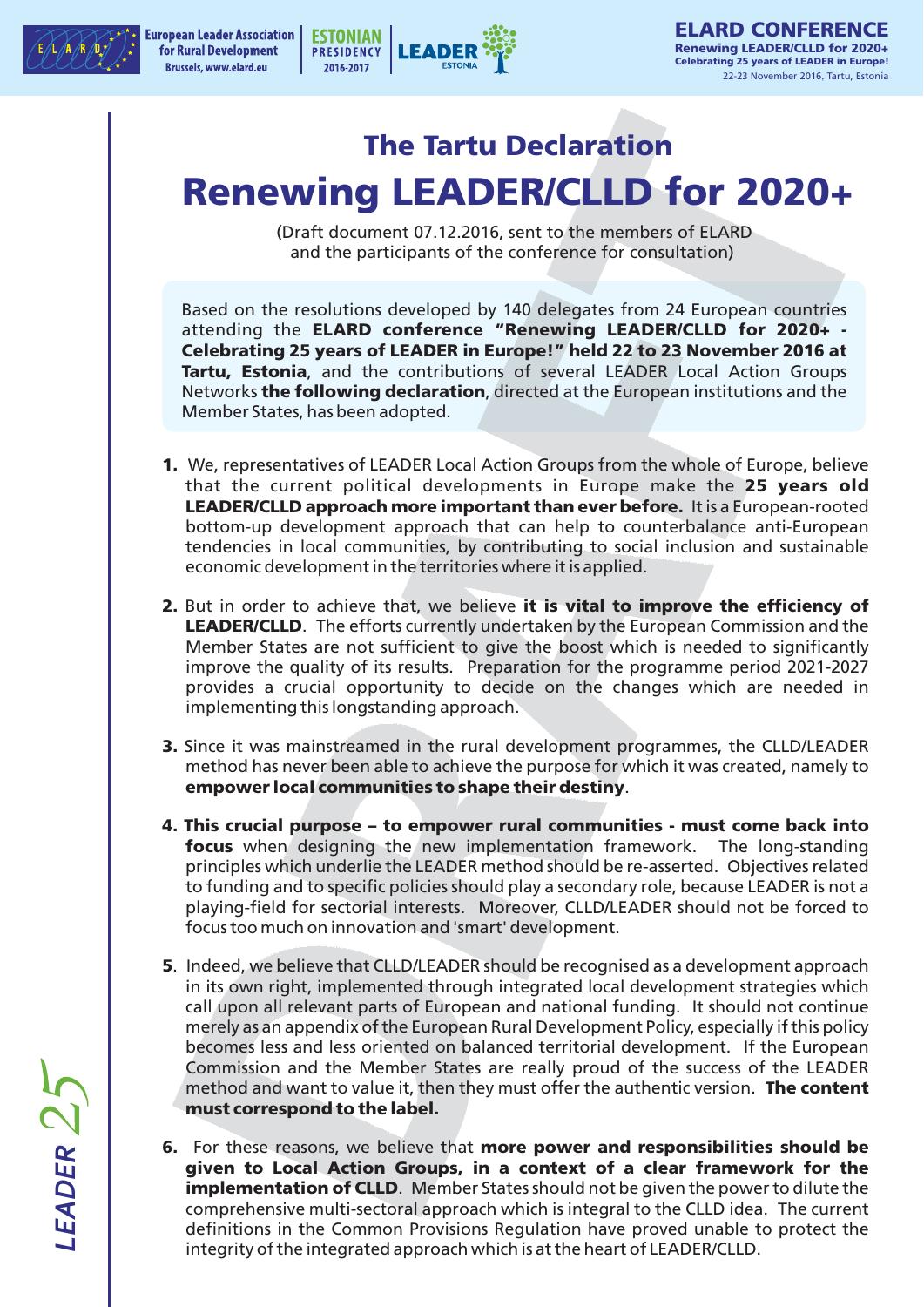# The Tartu Declaration

# Renewing LEADER/CLLD for 2020+

(Draft document 07.12.2016, sent to the members of ELARD and the participants of the conference for consultation)

Based on the resolutions developed by 140 delegates from 24 European countries attending the **ELARD conference "Renewing LEADER/CLLD for 2020+ - Celebrating 25 years of LEADER in Europe!" held 22 to 23 November 2016 at Tartu, Estonia**, and the contributions of several LEADER Local Action Groups Networks **the following declaration**, directed at the European institutions and the Member States, has been adopted.

**1.** We, representatives of LEADER Local Action Groups from the whole of Europe, believe that the current political developments in Europe make the **25 years old LEADER/CLLD approach more important than ever before.** It is a European-rooted bottom-up development approach that can help to counterbalance anti-European tendencies in local communities, by contributing to social inclusion and sustainable economic development in the territories where it is applied.

**2.** But in order to achieve that, we believe **it is vital to improve the efficiency of LEADER/CLLD**. The efforts currently undertaken by the European Commission and the Member States are not sufficient to give the boost which is needed to significantly improve the quality of its results. Preparation for the programme period 2021-2027 provides a crucial opportunity to decide on the changes which are needed in implementing this longstanding approach.

**3.** Since it was mainstreamed in the rural development programmes, the CLLD/LEADER method has never been able to achieve the purpose for which it was created, namely to **empower local communities to shape their destiny**.

**4. This crucial purpose – to empower rural communities - must come back into focus** when designing the new implementation framework. The long-standing principles which underlie the LEADER method should be re-asserted. Objectives related to funding and to specific policies should play a secondary role, because LEADER is not a playing-field for sectorial interests. Moreover, CLLD/LEADER should not be forced to focus too much on innovation and 'smart' development.

**5**. Indeed, we believe that CLLD/LEADER should be recognised as a development approach in its own right, implemented through integrated local development strategies which call upon all relevant parts of European and national funding. It should not continue merely as an appendix of the European Rural Development Policy, especially if this policy becomes less and less oriented on balanced territorial development. If the European Commission and the Member States are really proud of the success of the LEADER method and want to value it, then they must offer the authentic version. **The content must correspond to the label.**

**6.** For these reasons, we believe that **more power and responsibilities should be given to Local Action Groups, in a context of a clear framework for the implementation of CLLD**. Member States should not be given the power to dilute the comprehensive multi-sectoral approach which is integral to the CLLD idea. The current definitions in the Common Provisions Regulation have proved unable to protect the integrity of the integrated approach which is at the heart of LEADER/CLLD.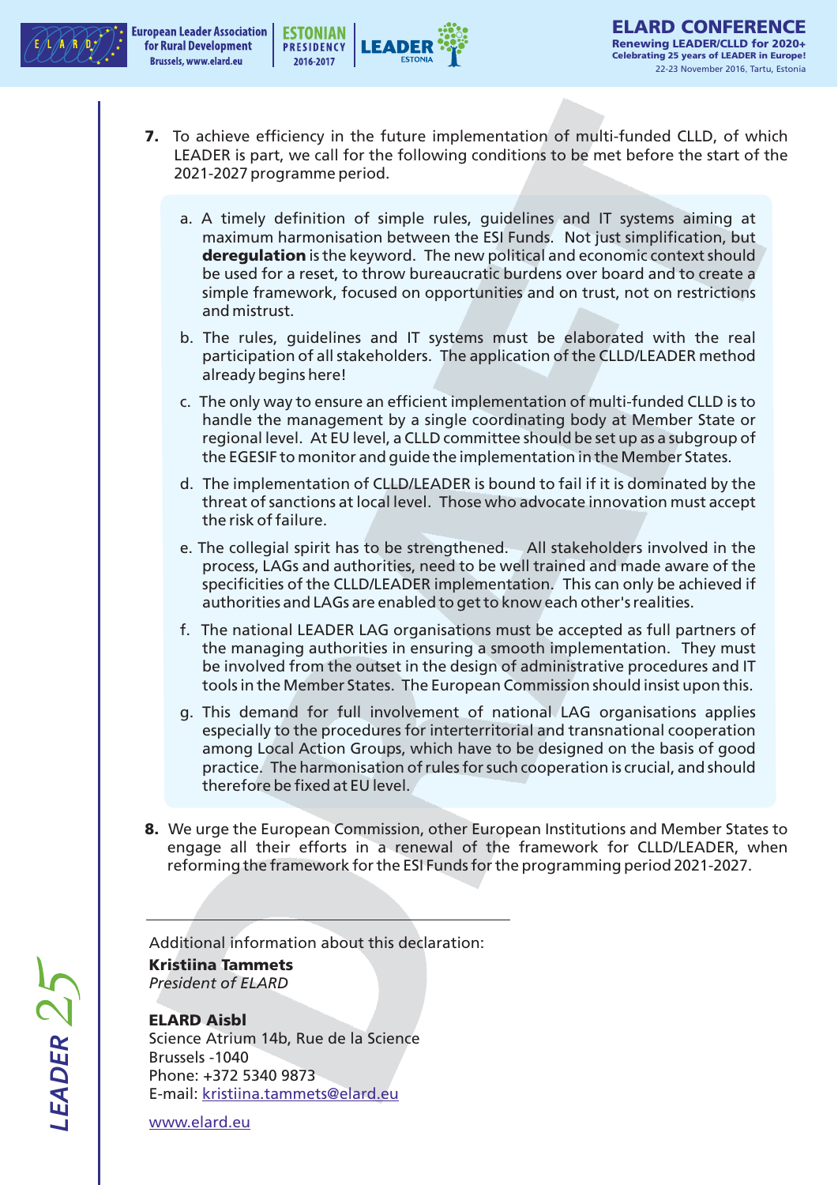**7.** To achieve efficiency in the future implementation of multi-funded CLLD, of which LEADER is part, we call for the following conditions to be met before the start of the 2021-2027 programme period.

a. A timely definition of simple rules, guidelines and IT systems aiming at maximum harmonisation between the ESI Funds. Not just simplification, but **deregulation** is the keyword. The new political and economic context should be used for a reset, to throw bureaucratic burdens over board and to create a simple framework, focused on opportunities and on trust, not on restrictions and mistrust.

b. The rules, guidelines and IT systems must be elaborated with the real participation of all stakeholders. The application of the CLLD/LEADER method already begins here!

c. The only way to ensure an efficient implementation of multi-funded CLLD is to handle the management by a single coordinating body at Member State or regional level. At EU level, a CLLD committee should be set up as a subgroup of the EGESIF to monitor and guide the implementation in the Member States.

d. The implementation of CLLD/LEADER is bound to fail if it is dominated by the threat of sanctions at local level. Those who advocate innovation must accept the risk of failure.

e. The collegial spirit has to be strengthened. All stakeholders involved in the process, LAGs and authorities, need to be well trained and made aware of the specificities of the CLLD/LEADER implementation. This can only be achieved if authorities and LAGs are enabled to get to know each other's realities.

f. The national LEADER LAG organisations must be accepted as full partners of the managing authorities in ensuring a smooth implementation. They must be involved from the outset in the design of administrative procedures and IT tools in the Member States. The European Commission should insist upon this.

g. This demand for full involvement of national LAG organisations applies especially to the procedures for interterritorial and transnational cooperation among Local Action Groups, which have to be designed on the basis of good practice. The harmonisation of rules for such cooperation is crucial, and should therefore be fixed at EU level.

**8.** We urge the European Commission, other European Institutions and Member States to engage all their efforts in a renewal of the framework for CLLD/LEADER, when reforming the framework for the ESI Funds for the programming period 2021-2027.

---

Additional information about this declaration:

**Kristiina Tammets**
*President of ELARD*

**ELARD Aisbl**
Science Atrium 14b, Rue de la Science
Brussels -1040
Phone: +372 5340 9873
E-mail: kristiina.tammets@elard.eu

www.elard.eu